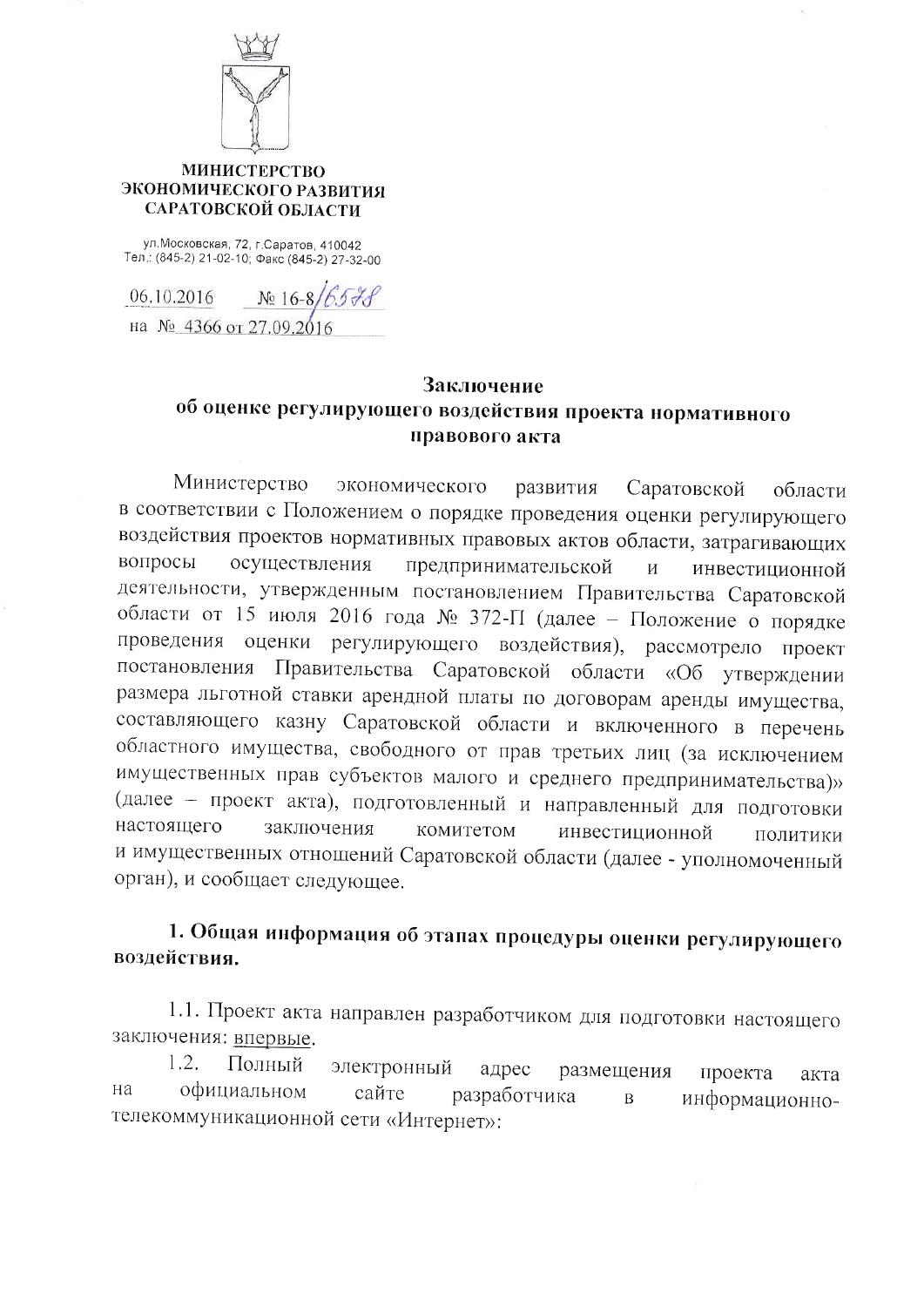**МИНИСТЕРСТВО ЭКОНОМИЧЕСКОГО РАЗВИТИЯ САРАТОВСКОЙ ОБЛАСТИ**

ул.Московская, 72, г.Саратов, 410042
Тел.: (845-2) 21-02-10; Факс (845-2) 27-32-00

06.10.2016 № 16-8/6578
на № 4366 от 27.09.2016

## Заключение
## об оценке регулирующего воздействия проекта нормативного правового акта

Министерство экономического развития Саратовской области в соответствии с Положением о порядке проведения оценки регулирующего воздействия проектов нормативных правовых актов области, затрагивающих вопросы осуществления предпринимательской и инвестиционной деятельности, утвержденным постановлением Правительства Саратовской области от 15 июля 2016 года № 372-П (далее – Положение о порядке проведения оценки регулирующего воздействия), рассмотрело проект постановления Правительства Саратовской области «Об утверждении размера льготной ставки арендной платы по договорам аренды имущества, составляющего казну Саратовской области и включенного в перечень областного имущества, свободного от прав третьих лиц (за исключением имущественных прав субъектов малого и среднего предпринимательства)» (далее – проект акта), подготовленный и направленный для подготовки настоящего заключения комитетом инвестиционной политики и имущественных отношений Саратовской области (далее - уполномоченный орган), и сообщает следующее.

### 1. Общая информация об этапах процедуры оценки регулирующего воздействия.

1.1. Проект акта направлен разработчиком для подготовки настоящего заключения: впервые.

1.2. Полный электронный адрес размещения проекта акта на официальном сайте разработчика в информационно-телекоммуникационной сети «Интернет»: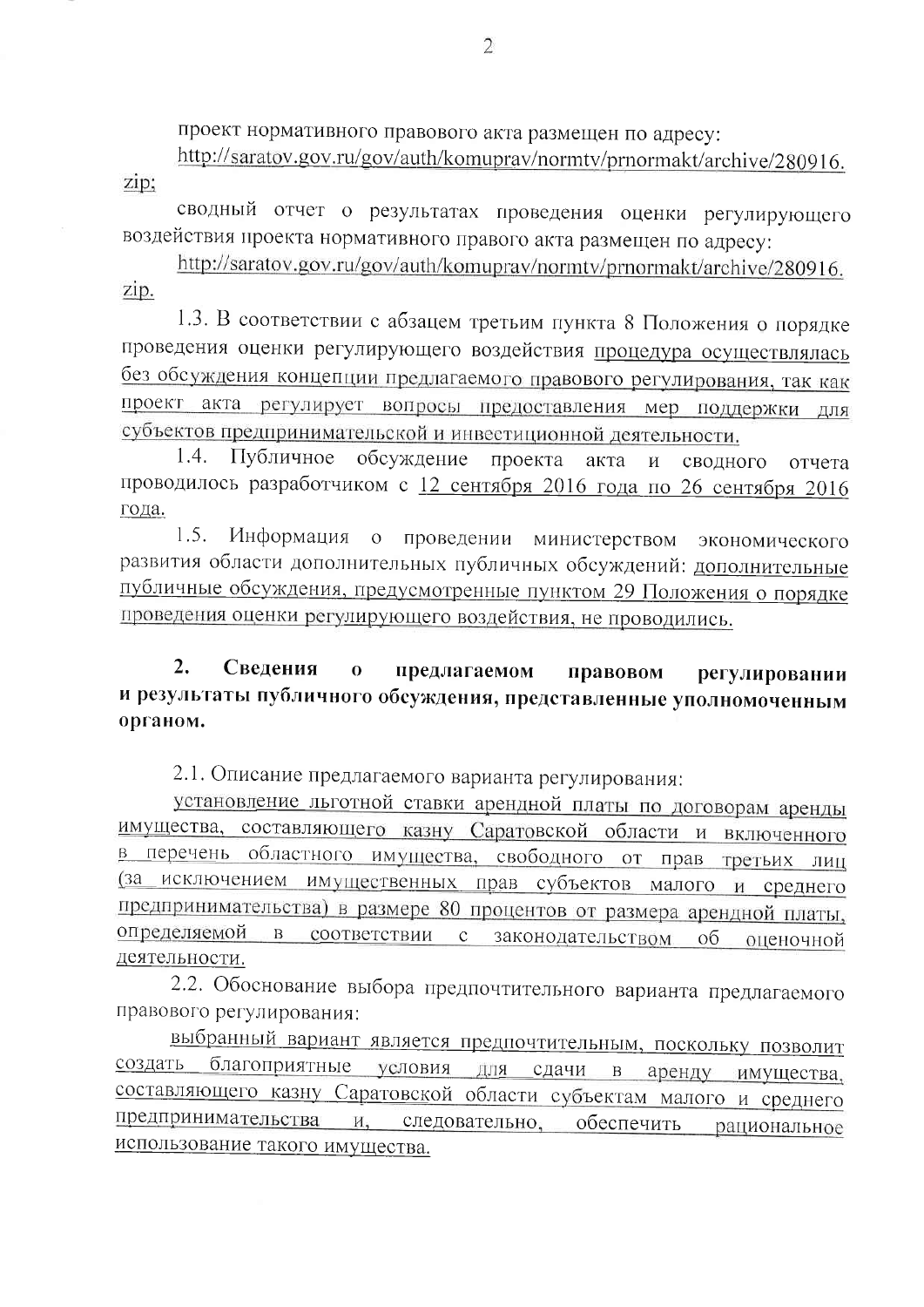проект нормативного правового акта размещен по адресу:

http://saratov.gov.ru/gov/auth/komuprav/normtv/prnormakt/archive/280916.zip;

сводный отчет о результатах проведения оценки регулирующего воздействия проекта нормативного правого акта размещен по адресу:

http://saratov.gov.ru/gov/auth/komuprav/normtv/prnormakt/archive/280916.zip.

1.3. В соответствии с абзацем третьим пункта 8 Положения о порядке проведения оценки регулирующего воздействия процедура осуществлялась без обсуждения концепции предлагаемого правового регулирования, так как проект акта регулирует вопросы предоставления мер поддержки для субъектов предпринимательской и инвестиционной деятельности.

1.4. Публичное обсуждение проекта акта и сводного отчета проводилось разработчиком с 12 сентября 2016 года по 26 сентября 2016 года.

1.5. Информация о проведении министерством экономического развития области дополнительных публичных обсуждений: дополнительные публичные обсуждения, предусмотренные пунктом 29 Положения о порядке проведения оценки регулирующего воздействия, не проводились.

## 2. Сведения о предлагаемом правовом регулировании и результаты публичного обсуждения, представленные уполномоченным органом.

2.1. Описание предлагаемого варианта регулирования:

установление льготной ставки арендной платы по договорам аренды имущества, составляющего казну Саратовской области и включенного в перечень областного имущества, свободного от прав третьих лиц (за исключением имущественных прав субъектов малого и среднего предпринимательства) в размере 80 процентов от размера арендной платы, определяемой в соответствии с законодательством об оценочной деятельности.

2.2. Обоснование выбора предпочтительного варианта предлагаемого правового регулирования:

выбранный вариант является предпочтительным, поскольку позволит создать благоприятные условия для сдачи в аренду имущества, составляющего казну Саратовской области субъектам малого и среднего предпринимательства и, следовательно, обеспечить рациональное использование такого имущества.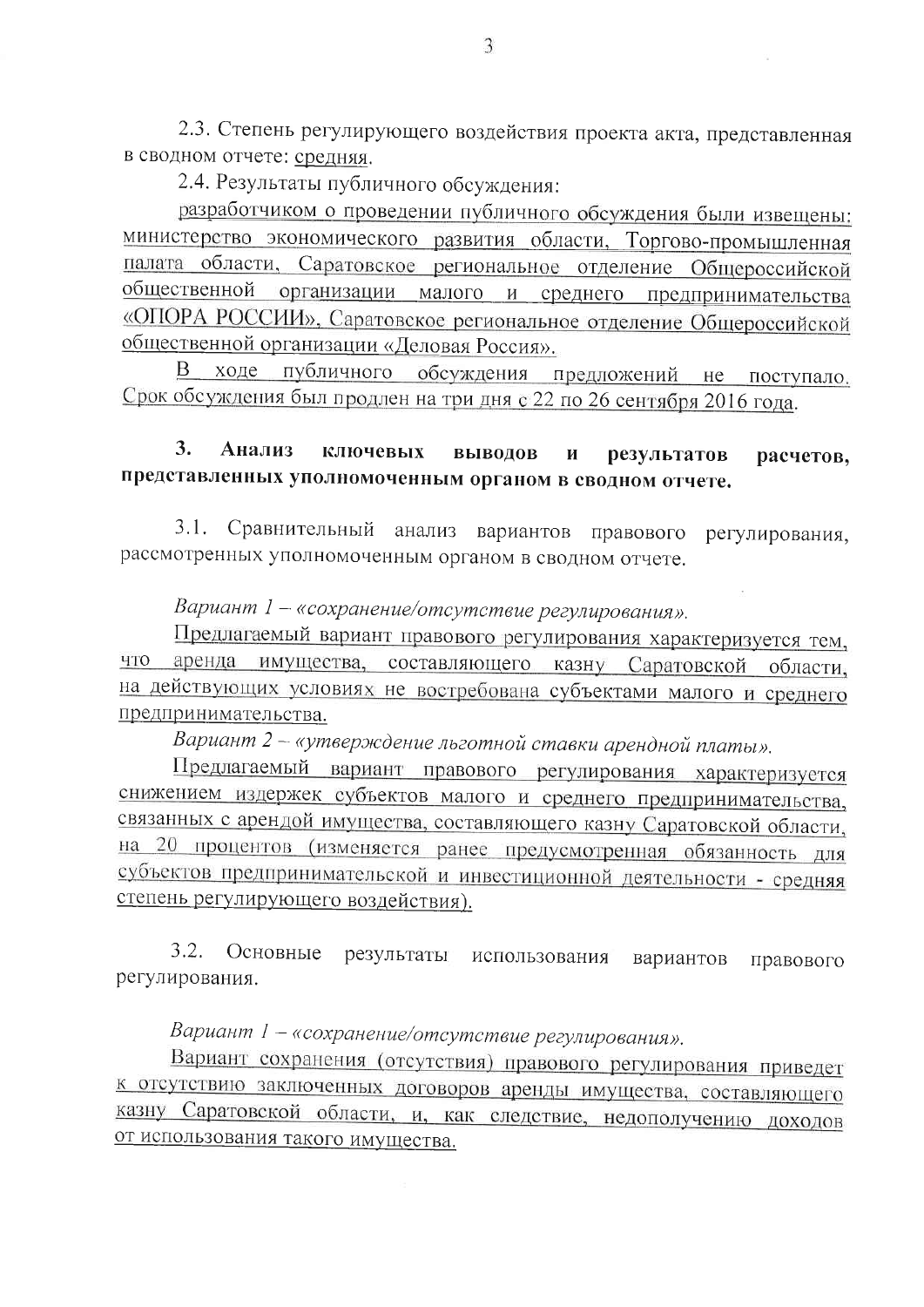2.3. Степень регулирующего воздействия проекта акта, представленная в сводном отчете: средняя.

2.4. Результаты публичного обсуждения:

разработчиком о проведении публичного обсуждения были извещены: министерство экономического развития области, Торгово-промышленная палата области, Саратовское региональное отделение Общероссийской общественной организации малого и среднего предпринимательства «ОПОРА РОССИИ», Саратовское региональное отделение Общероссийской общественной организации «Деловая Россия».

В ходе публичного обсуждения предложений не поступало. Срок обсуждения был продлен на три дня с 22 по 26 сентября 2016 года.

## 3. Анализ ключевых выводов и результатов расчетов, представленных уполномоченным органом в сводном отчете.

3.1. Сравнительный анализ вариантов правового регулирования, рассмотренных уполномоченным органом в сводном отчете.

*Вариант 1 – «сохранение/отсутствие регулирования».*

Предлагаемый вариант правового регулирования характеризуется тем, что аренда имущества, составляющего казну Саратовской области, на действующих условиях не востребована субъектами малого и среднего предпринимательства.

*Вариант 2 – «утверждение льготной ставки арендной платы».*

Предлагаемый вариант правового регулирования характеризуется снижением издержек субъектов малого и среднего предпринимательства, связанных с арендой имущества, составляющего казну Саратовской области, на 20 процентов (изменяется ранее предусмотренная обязанность для субъектов предпринимательской и инвестиционной деятельности - средняя степень регулирующего воздействия).

3.2. Основные результаты использования вариантов правового регулирования.

*Вариант 1 – «сохранение/отсутствие регулирования».*

Вариант сохранения (отсутствия) правового регулирования приведет к отсутствию заключенных договоров аренды имущества, составляющего казну Саратовской области, и, как следствие, недополучению доходов от использования такого имущества.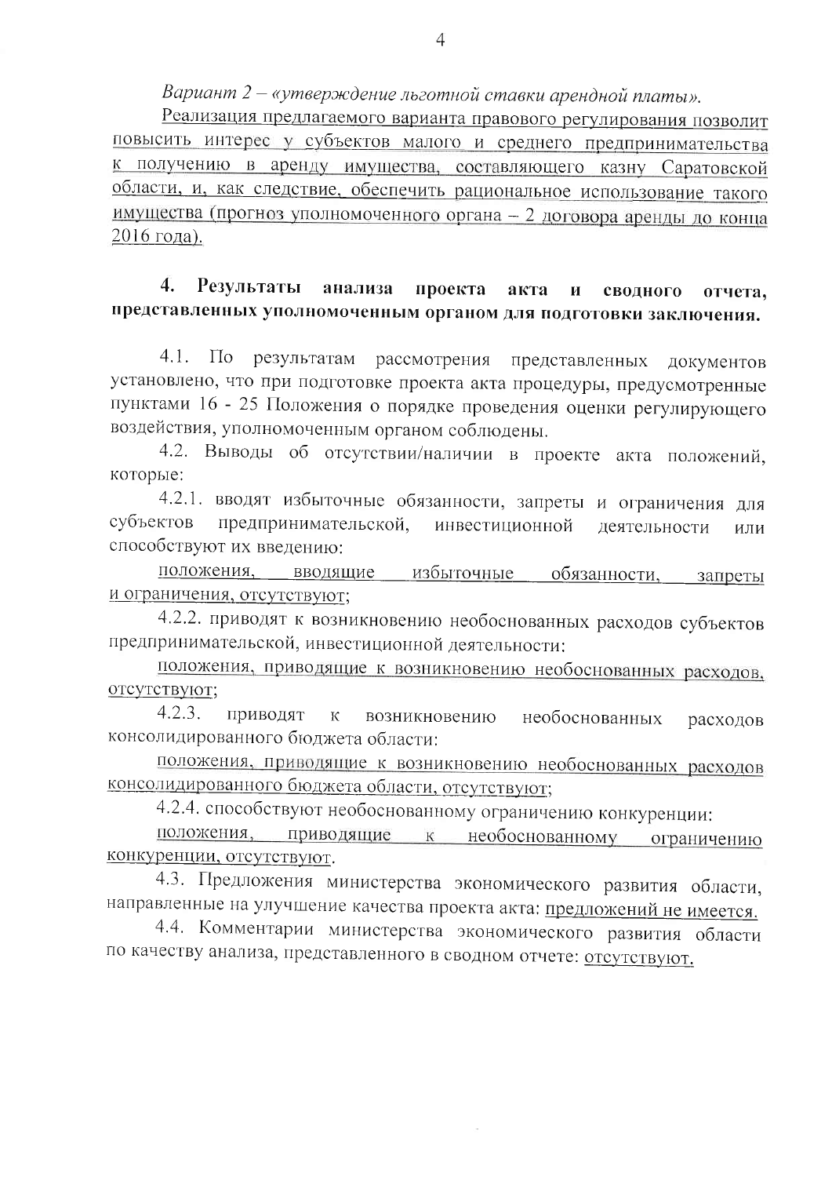*Вариант 2 – «утверждение льготной ставки арендной платы».*

Реализация предлагаемого варианта правового регулирования позволит повысить интерес у субъектов малого и среднего предпринимательства к получению в аренду имущества, составляющего казну Саратовской области, и, как следствие, обеспечить рациональное использование такого имущества (прогноз уполномоченного органа – 2 договора аренды до конца 2016 года).

**4. Результаты анализа проекта акта и сводного отчета, представленных уполномоченным органом для подготовки заключения.**

4.1. По результатам рассмотрения представленных документов установлено, что при подготовке проекта акта процедуры, предусмотренные пунктами 16 - 25 Положения о порядке проведения оценки регулирующего воздействия, уполномоченным органом соблюдены.

4.2. Выводы об отсутствии/наличии в проекте акта положений, которые:

4.2.1. вводят избыточные обязанности, запреты и ограничения для субъектов предпринимательской, инвестиционной деятельности или способствуют их введению:

положения, вводящие избыточные обязанности, запреты и ограничения, отсутствуют;

4.2.2. приводят к возникновению необоснованных расходов субъектов предпринимательской, инвестиционной деятельности:

положения, приводящие к возникновению необоснованных расходов, отсутствуют;

4.2.3. приводят к возникновению необоснованных расходов консолидированного бюджета области:

положения, приводящие к возникновению необоснованных расходов консолидированного бюджета области, отсутствуют;

4.2.4. способствуют необоснованному ограничению конкуренции:

положения, приводящие к необоснованному ограничению конкуренции, отсутствуют.

4.3. Предложения министерства экономического развития области, направленные на улучшение качества проекта акта: предложений не имеется.

4.4. Комментарии министерства экономического развития области по качеству анализа, представленного в сводном отчете: отсутствуют.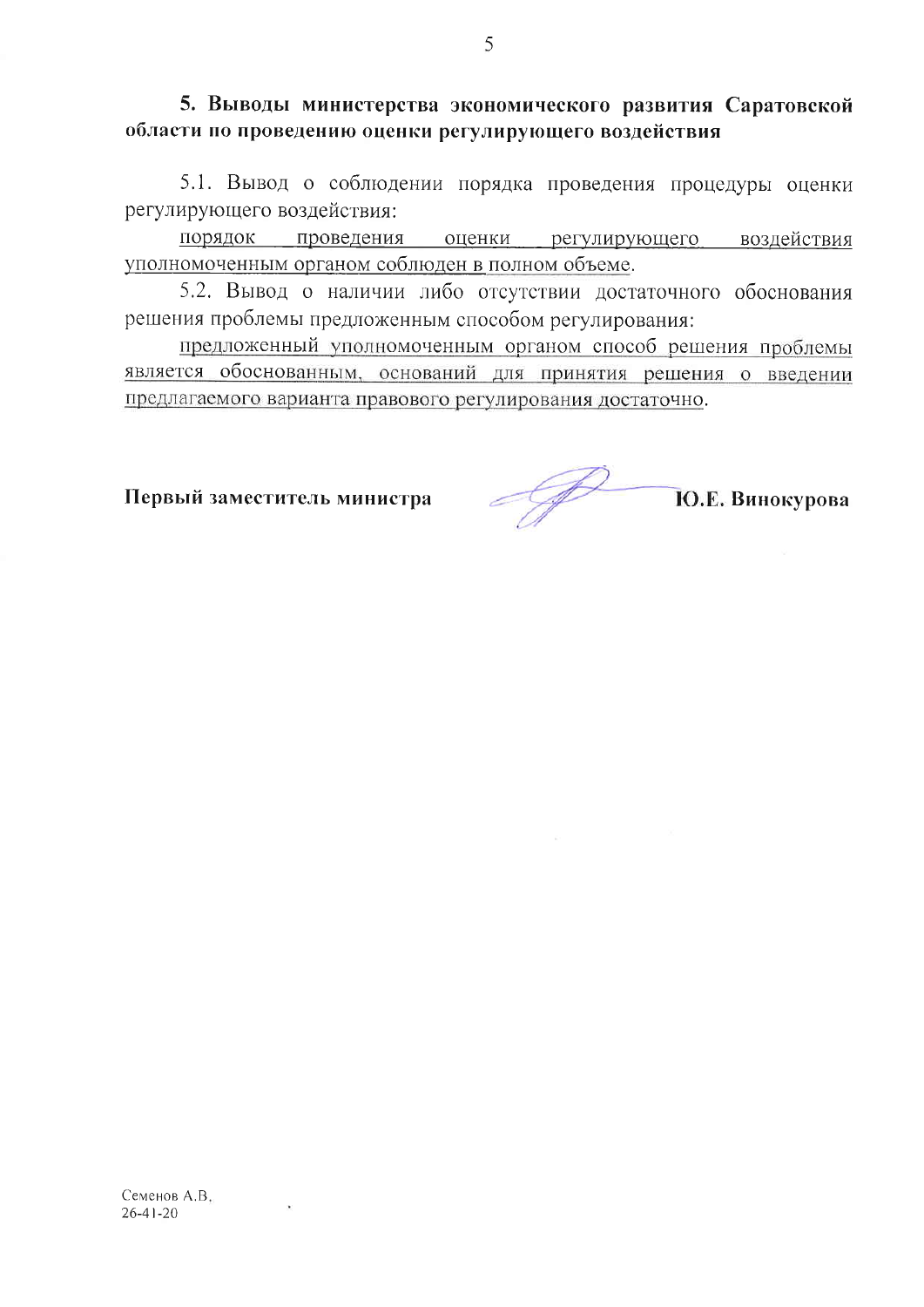## 5. Выводы министерства экономического развития Саратовской области по проведению оценки регулирующего воздействия

5.1. Вывод о соблюдении порядка проведения процедуры оценки регулирующего воздействия:

порядок проведения оценки регулирующего воздействия уполномоченным органом соблюден в полном объеме.

5.2. Вывод о наличии либо отсутствии достаточного обоснования решения проблемы предложенным способом регулирования:

предложенный уполномоченным органом способ решения проблемы является обоснованным, оснований для принятия решения о введении предлагаемого варианта правового регулирования достаточно.

**Первый заместитель министра** **Ю.Е. Винокурова**

Семенов А.В.
26-41-20